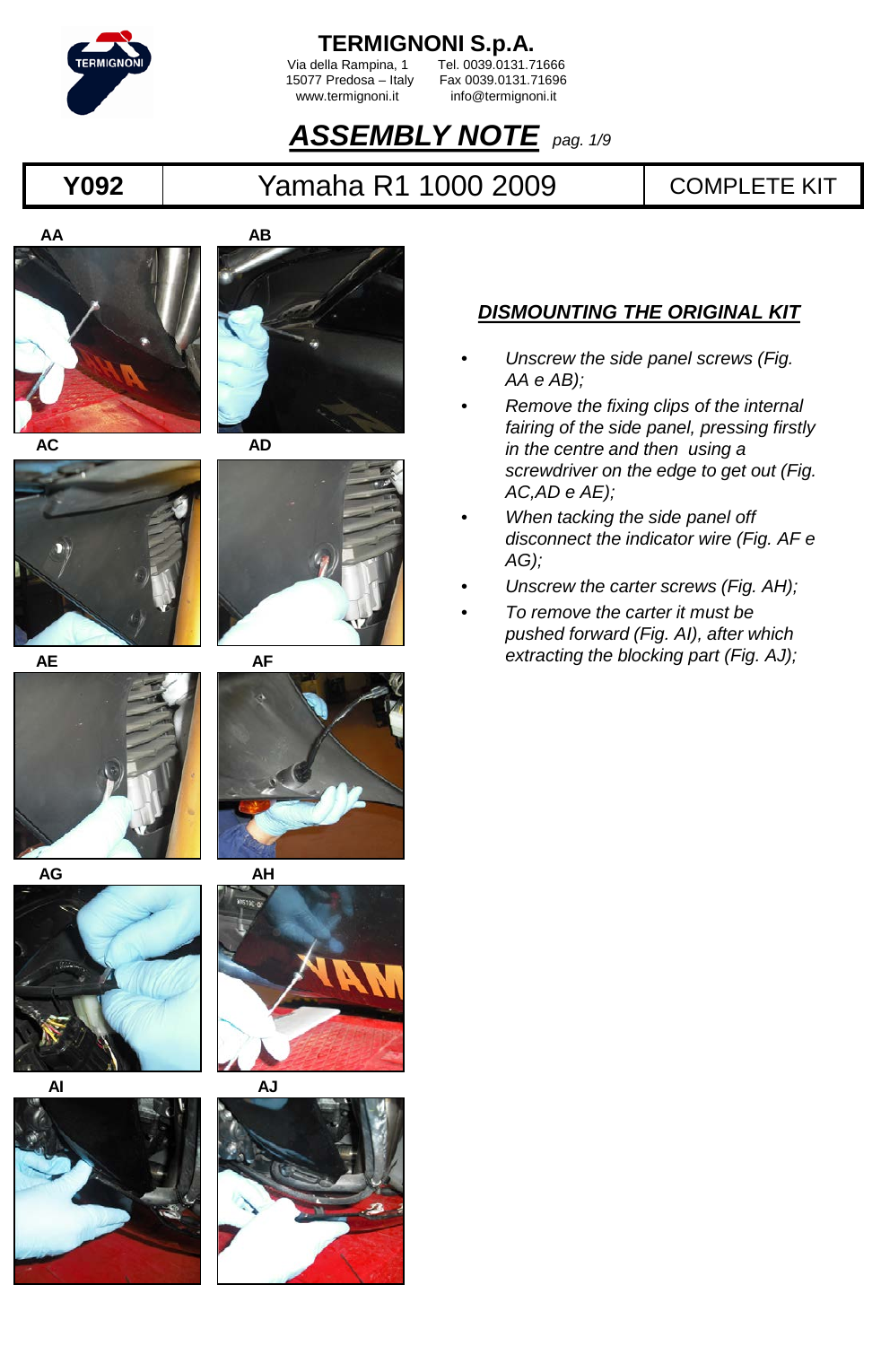# TERMIGNONI S.p.A.

Via della Rampina, 1
15077 Predosa – Italy
www.termignoni.it

Tel. 0039.0131.71666
Fax 0039.0131.71696
info@termignoni.it

## ***ASSEMBLY NOTE*** *pag. 1/9*

| Y092 | Yamaha R1 1000 2009 | COMPLETE KIT |
|---|---|---|

AA

AB

AC

AD

AE

AF

AG

AH

AI

AJ

### ***DISMOUNTING THE ORIGINAL KIT***

- *Unscrew the side panel screws (Fig. AA e AB);*
- *Remove the fixing clips of the internal fairing of the side panel, pressing firstly in the centre and then using a screwdriver on the edge to get out (Fig. AC,AD e AE);*
- *When tacking the side panel off disconnect the indicator wire (Fig. AF e AG);*
- *Unscrew the carter screws (Fig. AH);*
- *To remove the carter it must be pushed forward (Fig. AI), after which extracting the blocking part (Fig. AJ);*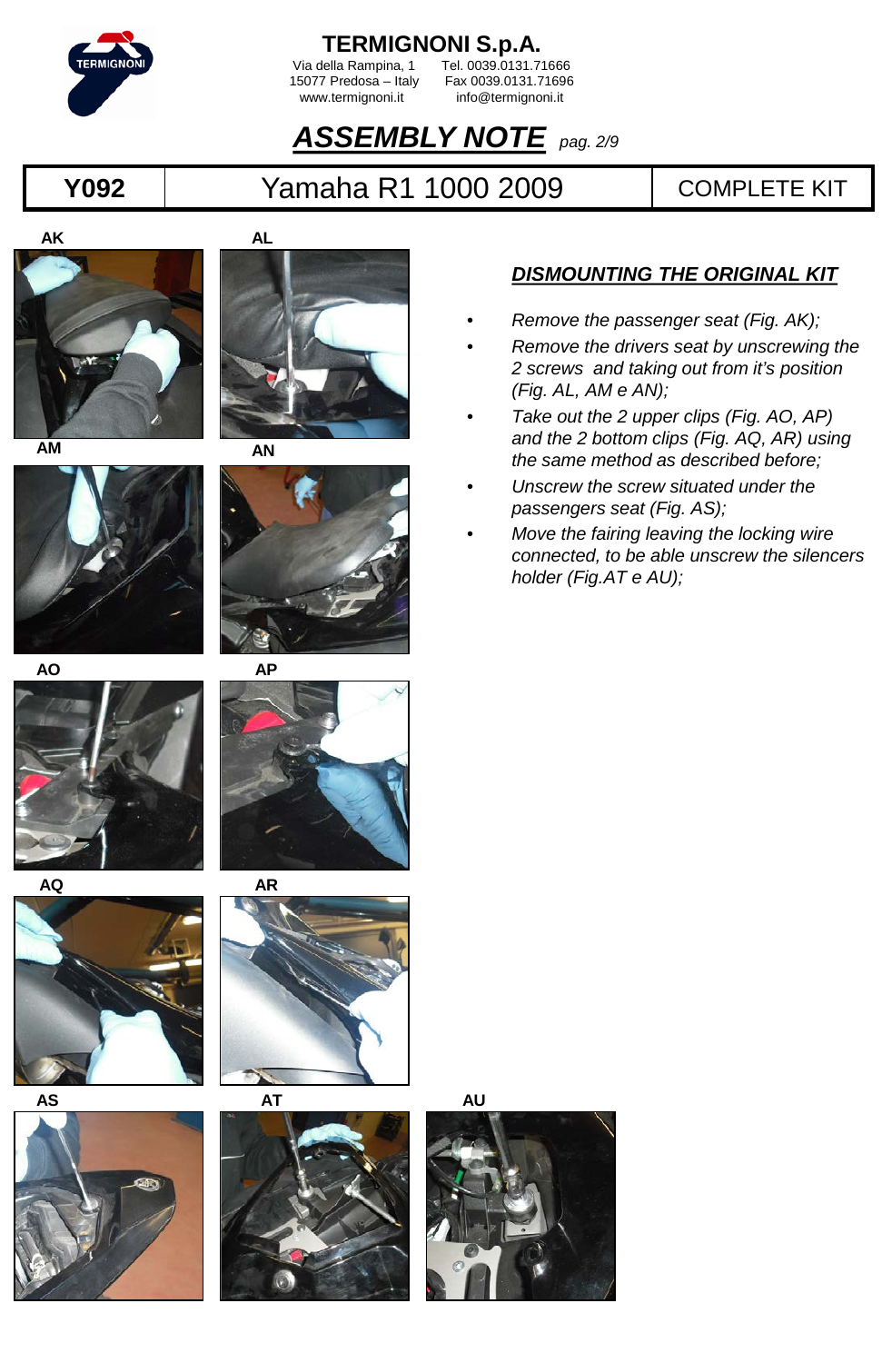# TERMIGNONI S.p.A.

Via della Rampina, 1 Tel. 0039.0131.71666
15077 Predosa – Italy Fax 0039.0131.71696
www.termignoni.it info@termignoni.it

## ***ASSEMBLY NOTE*** *pag. 2/9*

| Y092 | Yamaha R1 1000 2009 | COMPLETE KIT |
|---|---|---|

AK AL AM AN AO AP AQ AR AS AT AU

### ***DISMOUNTING THE ORIGINAL KIT***

- *Remove the passenger seat (Fig. AK);*
- *Remove the drivers seat by unscrewing the 2 screws and taking out from it's position (Fig. AL, AM e AN);*
- *Take out the 2 upper clips (Fig. AO, AP) and the 2 bottom clips (Fig. AQ, AR) using the same method as described before;*
- *Unscrew the screw situated under the passengers seat (Fig. AS);*
- *Move the fairing leaving the locking wire connected, to be able unscrew the silencers holder (Fig.AT e AU);*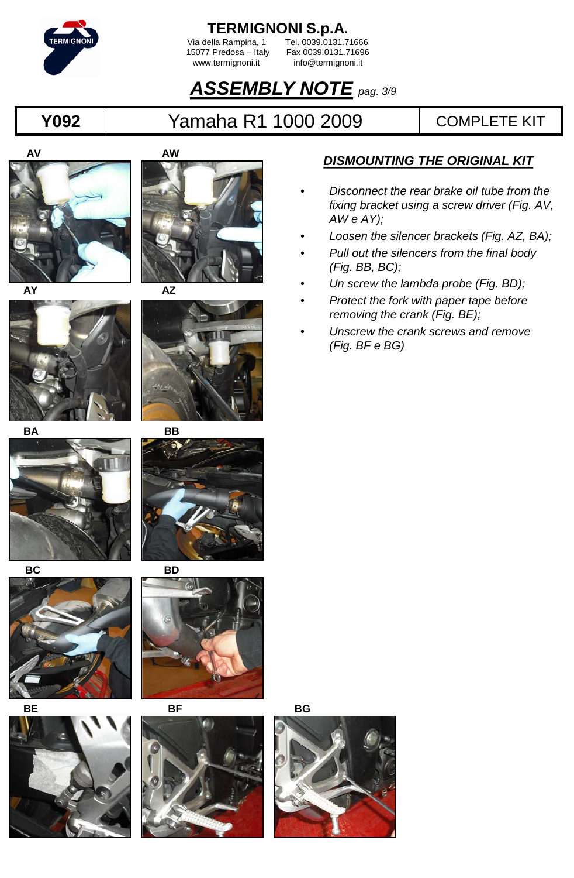**TERMIGNONI S.p.A.**
Via della Rampina, 1 Tel. 0039.0131.71666
15077 Predosa – Italy Fax 0039.0131.71696
www.termignoni.it info@termignoni.it

# *ASSEMBLY NOTE* *pag. 3/9*

| Y092 | Yamaha R1 1000 2009 | COMPLETE KIT |
|---|---|---|

AV AW

AY AZ

BA BB

BC BD

BE BF BG

## *DISMOUNTING THE ORIGINAL KIT*

- *Disconnect the rear brake oil tube from the fixing bracket using a screw driver (Fig. AV, AW e AY);*
- *Loosen the silencer brackets (Fig. AZ, BA);*
- *Pull out the silencers from the final body (Fig. BB, BC);*
- *Un screw the lambda probe (Fig. BD);*
- *Protect the fork with paper tape before removing the crank (Fig. BE);*
- *Unscrew the crank screws and remove (Fig. BF e BG)*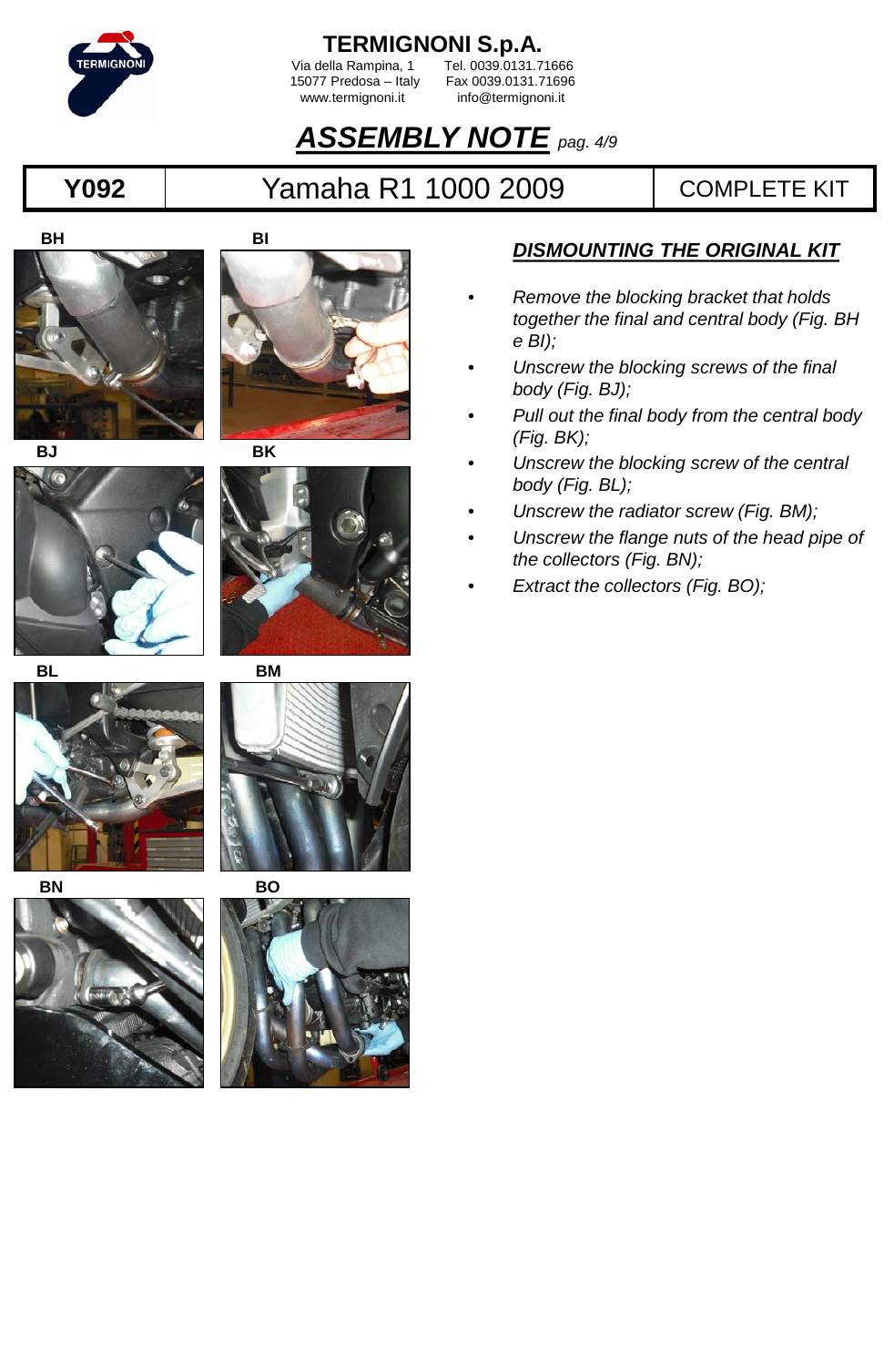**TERMIGNONI S.p.A.**

Via della Rampina, 1
15077 Predosa – Italy
www.termignoni.it

Tel. 0039.0131.71666
Fax 0039.0131.71696
info@termignoni.it

# *ASSEMBLY NOTE* *pag. 4/9*

| Y092 | Yamaha R1 1000 2009 | COMPLETE KIT |
|---|---|---|

BH

BI

BJ

BK

BL

BM

BN

BO

## *DISMOUNTING THE ORIGINAL KIT*

- *Remove the blocking bracket that holds together the final and central body (Fig. BH e BI);*
- *Unscrew the blocking screws of the final body (Fig. BJ);*
- *Pull out the final body from the central body (Fig. BK);*
- *Unscrew the blocking screw of the central body (Fig. BL);*
- *Unscrew the radiator screw (Fig. BM);*
- *Unscrew the flange nuts of the head pipe of the collectors (Fig. BN);*
- *Extract the collectors (Fig. BO);*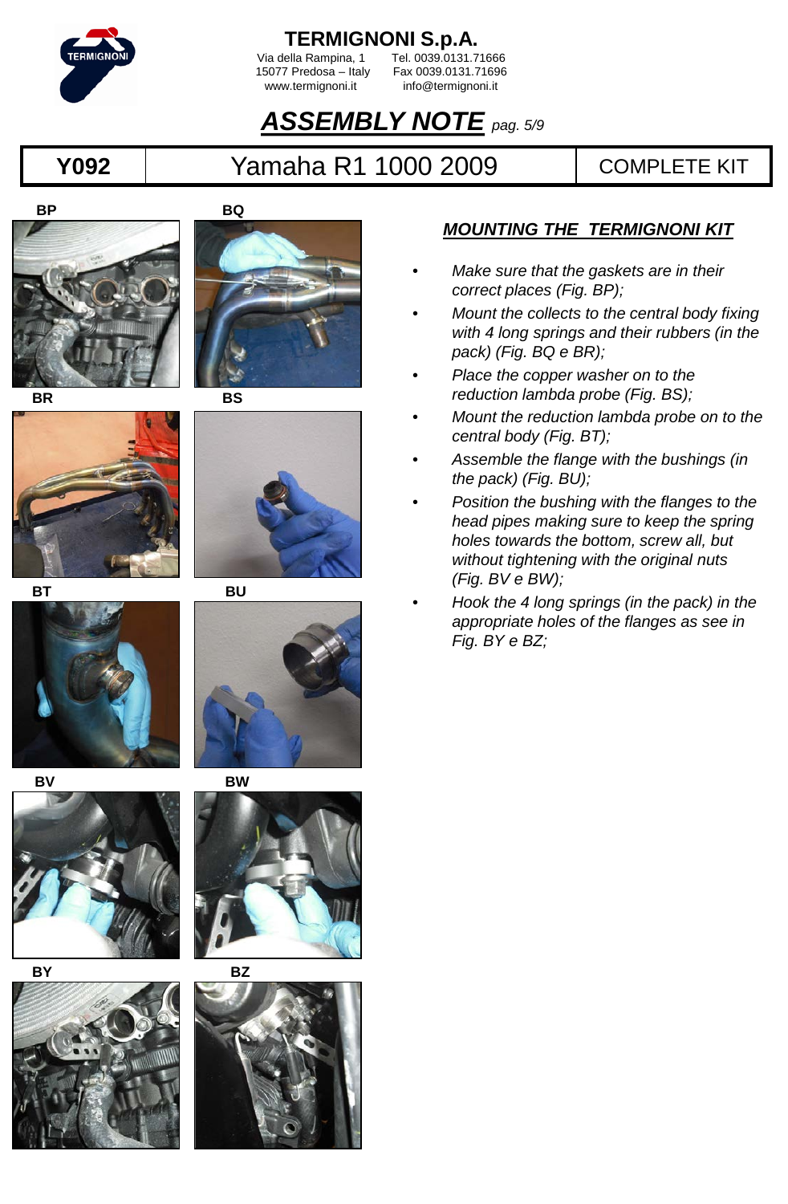# TERMIGNONI S.p.A.

Via della Rampina, 1 Tel. 0039.0131.71666
15077 Predosa – Italy Fax 0039.0131.71696
www.termignoni.it info@termignoni.it

## *ASSEMBLY NOTE* *pag. 5/9*

| Y092 | Yamaha R1 1000 2009 | COMPLETE KIT |
|---|---|---|

BP BQ BR BS BT BU BV BW BY BZ

### *MOUNTING THE TERMIGNONI KIT*

- *Make sure that the gaskets are in their correct places (Fig. BP);*
- *Mount the collects to the central body fixing with 4 long springs and their rubbers (in the pack) (Fig. BQ e BR);*
- *Place the copper washer on to the reduction lambda probe (Fig. BS);*
- *Mount the reduction lambda probe on to the central body (Fig. BT);*
- *Assemble the flange with the bushings (in the pack) (Fig. BU);*
- *Position the bushing with the flanges to the head pipes making sure to keep the spring holes towards the bottom, screw all, but without tightening with the original nuts (Fig. BV e BW);*
- *Hook the 4 long springs (in the pack) in the appropriate holes of the flanges as see in Fig. BY e BZ;*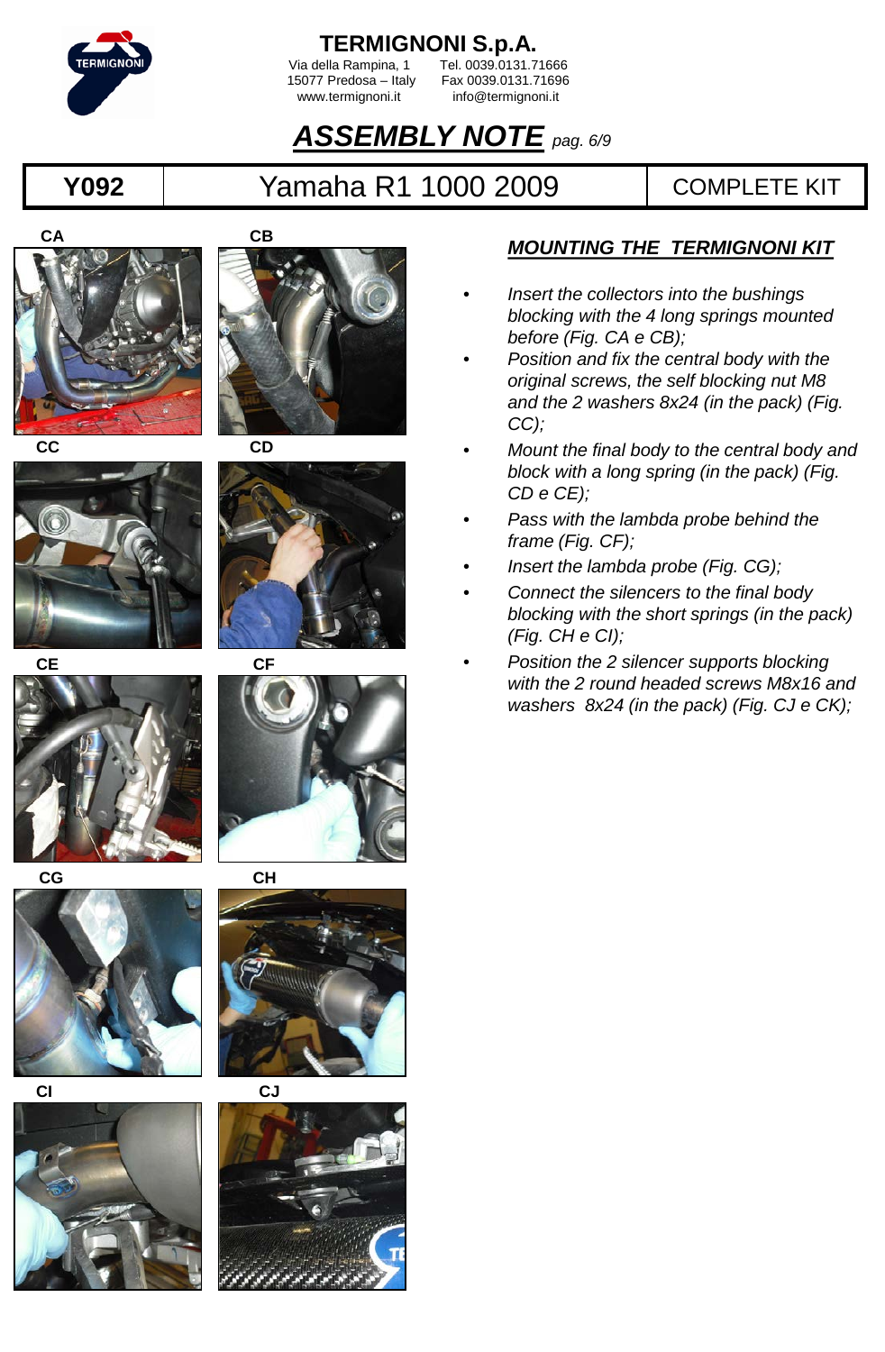**TERMIGNONI S.p.A.**

Via della Rampina, 1
15077 Predosa – Italy
www.termignoni.it

Tel. 0039.0131.71666
Fax 0039.0131.71696
info@termignoni.it

# *ASSEMBLY NOTE* *pag. 6/9*

| Y092 | Yamaha R1 1000 2009 | COMPLETE KIT |
|---|---|---|

CA

CB

CC

CD

CE

CF

CG

CH

CI

CJ

## *MOUNTING THE TERMIGNONI KIT*

- *Insert the collectors into the bushings blocking with the 4 long springs mounted before (Fig. CA e CB);*
- *Position and fix the central body with the original screws, the self blocking nut M8 and the 2 washers 8x24 (in the pack) (Fig. CC);*
- *Mount the final body to the central body and block with a long spring (in the pack) (Fig. CD e CE);*
- *Pass with the lambda probe behind the frame (Fig. CF);*
- *Insert the lambda probe (Fig. CG);*
- *Connect the silencers to the final body blocking with the short springs (in the pack) (Fig. CH e CI);*
- *Position the 2 silencer supports blocking with the 2 round headed screws M8x16 and washers 8x24 (in the pack) (Fig. CJ e CK);*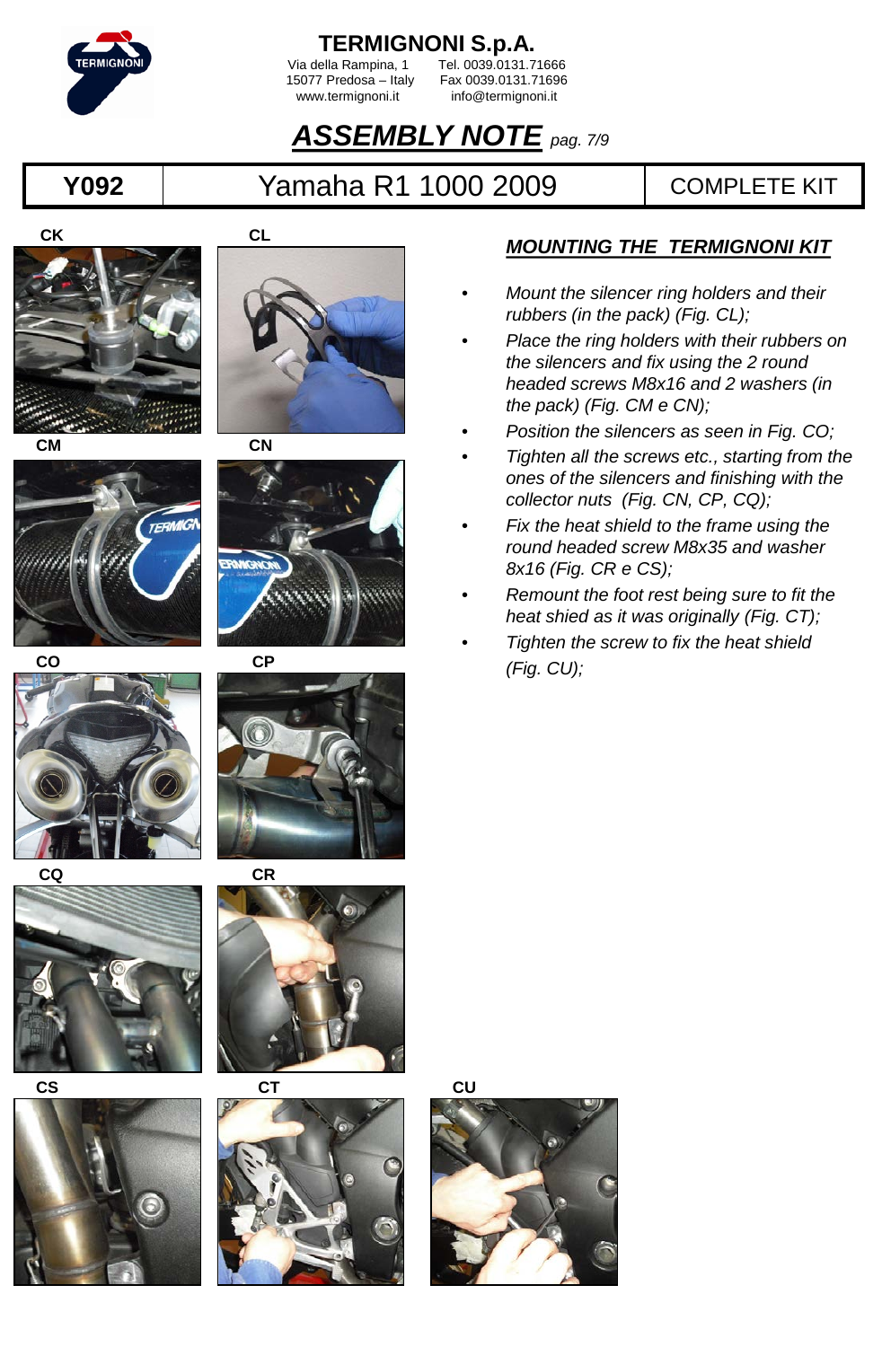# TERMIGNONI S.p.A.

Via della Rampina, 1
15077 Predosa – Italy
www.termignoni.it

Tel. 0039.0131.71666
Fax 0039.0131.71696
info@termignoni.it

## *ASSEMBLY NOTE* pag. 7/9

| Y092 | Yamaha R1 1000 2009 | COMPLETE KIT |
|---|---|---|

CK

CL

CM

CN

CO

CP

CQ

CR

CS

CT

CU

### *MOUNTING THE TERMIGNONI KIT*

- *Mount the silencer ring holders and their rubbers (in the pack) (Fig. CL);*
- *Place the ring holders with their rubbers on the silencers and fix using the 2 round headed screws M8x16 and 2 washers (in the pack) (Fig. CM e CN);*
- *Position the silencers as seen in Fig. CO;*
- *Tighten all the screws etc., starting from the ones of the silencers and finishing with the collector nuts (Fig. CN, CP, CQ);*
- *Fix the heat shield to the frame using the round headed screw M8x35 and washer 8x16 (Fig. CR e CS);*
- *Remount the foot rest being sure to fit the heat shied as it was originally (Fig. CT);*
- *Tighten the screw to fix the heat shield (Fig. CU);*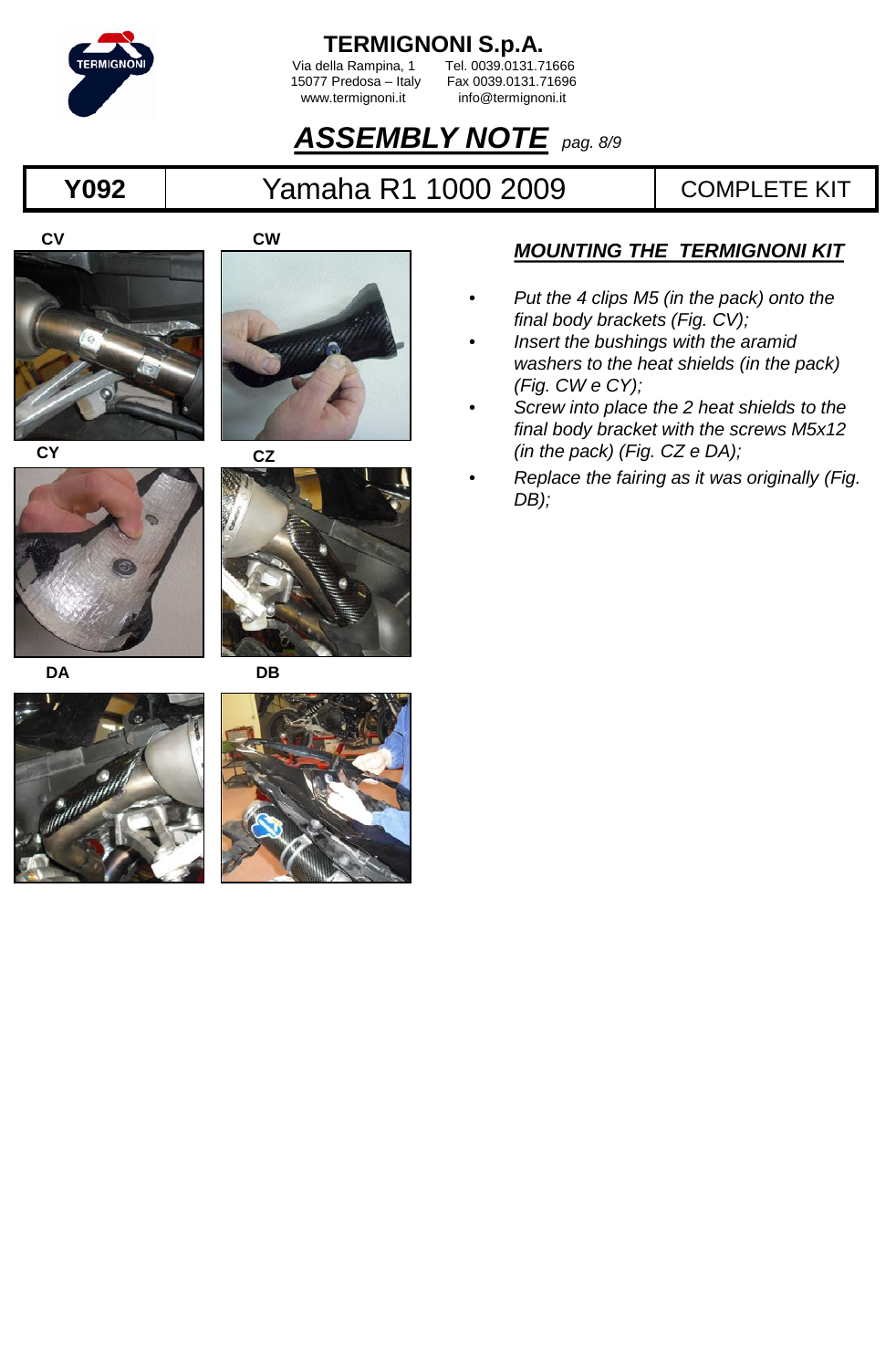**TERMIGNONI S.p.A.**
Via della Rampina, 1 Tel. 0039.0131.71666
15077 Predosa – Italy Fax 0039.0131.71696
www.termignoni.it info@termignoni.it

# *ASSEMBLY NOTE* *pag. 8/9*

| Y092 | Yamaha R1 1000 2009 | COMPLETE KIT |
|---|---|---|

CV

CW

CY

CZ

DA

DB

## *MOUNTING THE TERMIGNONI KIT*

- *Put the 4 clips M5 (in the pack) onto the final body brackets (Fig. CV);*
- *Insert the bushings with the aramid washers to the heat shields (in the pack) (Fig. CW e CY);*
- *Screw into place the 2 heat shields to the final body bracket with the screws M5x12 (in the pack) (Fig. CZ e DA);*
- *Replace the fairing as it was originally (Fig. DB);*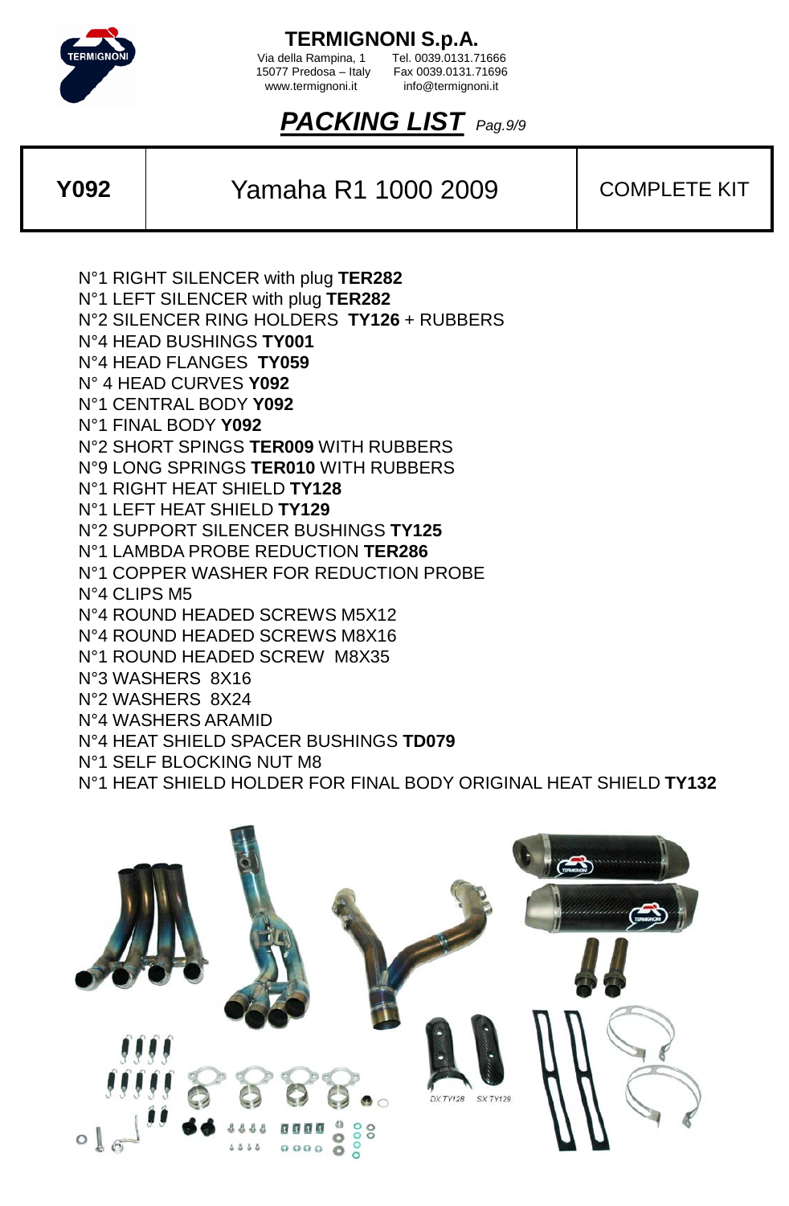# TERMIGNONI S.p.A.

Via della Rampina, 1
15077 Predosa – Italy
www.termignoni.it

Tel. 0039.0131.71666
Fax 0039.0131.71696
info@termignoni.it

## *PACKING LIST* *Pag.9/9*

| | | |
|---|---|---|
| **Y092** | Yamaha R1 1000 2009 | COMPLETE KIT |

N°1 RIGHT SILENCER with plug **TER282**
N°1 LEFT SILENCER with plug **TER282**
N°2 SILENCER RING HOLDERS **TY126** + RUBBERS
N°4 HEAD BUSHINGS **TY001**
N°4 HEAD FLANGES **TY059**
N° 4 HEAD CURVES **Y092**
N°1 CENTRAL BODY **Y092**
N°1 FINAL BODY **Y092**
N°2 SHORT SPINGS **TER009** WITH RUBBERS
N°9 LONG SPRINGS **TER010** WITH RUBBERS
N°1 RIGHT HEAT SHIELD **TY128**
N°1 LEFT HEAT SHIELD **TY129**
N°2 SUPPORT SILENCER BUSHINGS **TY125**
N°1 LAMBDA PROBE REDUCTION **TER286**
N°1 COPPER WASHER FOR REDUCTION PROBE
N°4 CLIPS M5
N°4 ROUND HEADED SCREWS M5X12
N°4 ROUND HEADED SCREWS M8X16
N°1 ROUND HEADED SCREW M8X35
N°3 WASHERS 8X16
N°2 WASHERS 8X24
N°4 WASHERS ARAMID
N°4 HEAT SHIELD SPACER BUSHINGS **TD079**
N°1 SELF BLOCKING NUT M8
N°1 HEAT SHIELD HOLDER FOR FINAL BODY ORIGINAL HEAT SHIELD **TY132**

DX TY128 SX TY129